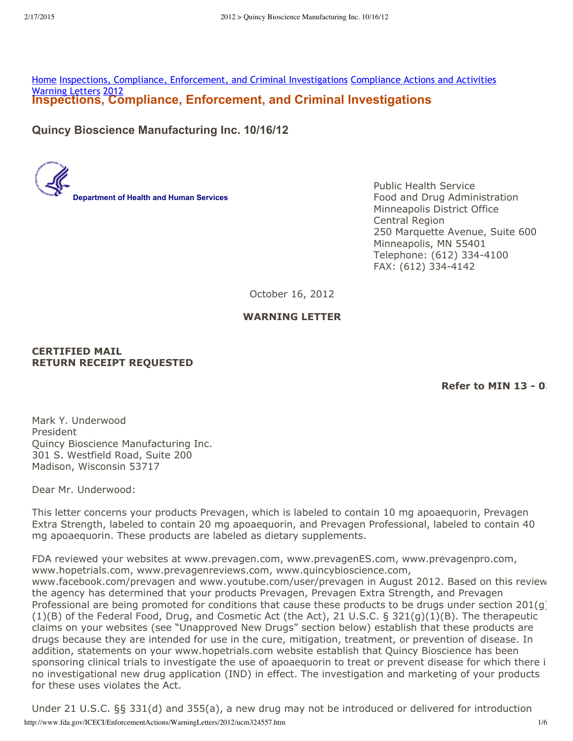Home Inspections, Compliance, Enforcement, and Criminal Investigations Compliance Actions and Activities Warning Letters 2012

# Inspections, Compliance, Enforcement, and Criminal Investigations

## Quincy Bioscience Manufacturing Inc. 10/16/12

Department of Health and Human Services

Public Health Service
Food and Drug Administration
Minneapolis District Office
Central Region
250 Marquette Avenue, Suite 600
Minneapolis, MN 55401
Telephone: (612) 334-4100
FAX: (612) 334-4142

October 16, 2012

**WARNING LETTER**

**CERTIFIED MAIL**
**RETURN RECEIPT REQUESTED**

**Refer to MIN 13 - 0**

Mark Y. Underwood
President
Quincy Bioscience Manufacturing Inc.
301 S. Westfield Road, Suite 200
Madison, Wisconsin 53717

Dear Mr. Underwood:

This letter concerns your products Prevagen, which is labeled to contain 10 mg apoaequorin, Prevagen Extra Strength, labeled to contain 20 mg apoaequorin, and Prevagen Professional, labeled to contain 40 mg apoaequorin. These products are labeled as dietary supplements.

FDA reviewed your websites at www.prevagen.com, www.prevagenES.com, www.prevagenpro.com, www.hopetrials.com, www.prevagenreviews.com, www.quincybioscience.com, www.facebook.com/prevagen and www.youtube.com/user/prevagen in August 2012. Based on this review the agency has determined that your products Prevagen, Prevagen Extra Strength, and Prevagen Professional are being promoted for conditions that cause these products to be drugs under section 201(g)(1)(B) of the Federal Food, Drug, and Cosmetic Act (the Act), 21 U.S.C. § 321(g)(1)(B). The therapeutic claims on your websites (see "Unapproved New Drugs" section below) establish that these products are drugs because they are intended for use in the cure, mitigation, treatment, or prevention of disease. In addition, statements on your www.hopetrials.com website establish that Quincy Bioscience has been sponsoring clinical trials to investigate the use of apoaequorin to treat or prevent disease for which there is no investigational new drug application (IND) in effect. The investigation and marketing of your products for these uses violates the Act.

Under 21 U.S.C. §§ 331(d) and 355(a), a new drug may not be introduced or delivered for introduction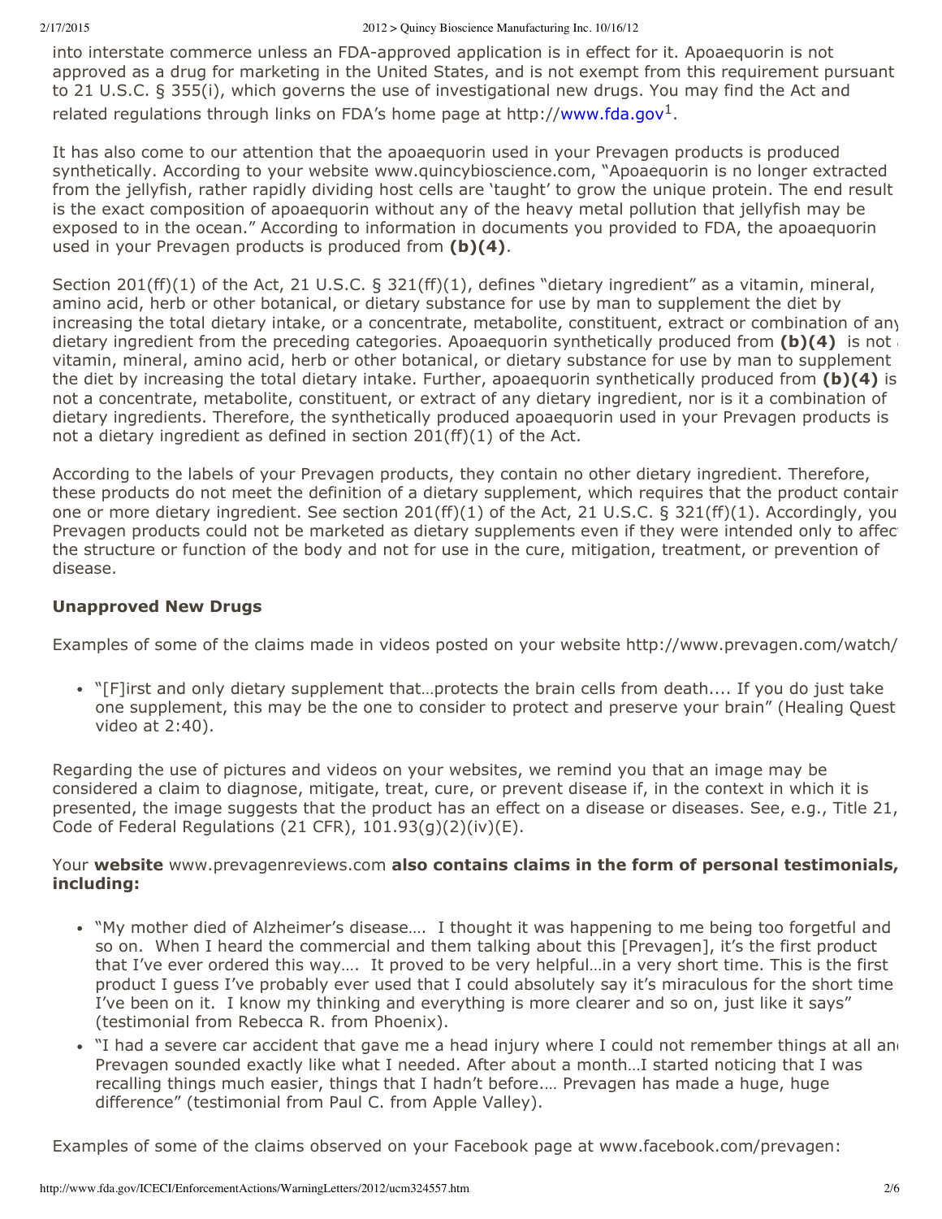into interstate commerce unless an FDA-approved application is in effect for it. Apoaequorin is not approved as a drug for marketing in the United States, and is not exempt from this requirement pursuant to 21 U.S.C. § 355(i), which governs the use of investigational new drugs. You may find the Act and related regulations through links on FDA's home page at http://www.fda.gov[1].

It has also come to our attention that the apoaequorin used in your Prevagen products is produced synthetically. According to your website www.quincybioscience.com, "Apoaequorin is no longer extracted from the jellyfish, rather rapidly dividing host cells are 'taught' to grow the unique protein. The end result is the exact composition of apoaequorin without any of the heavy metal pollution that jellyfish may be exposed to in the ocean." According to information in documents you provided to FDA, the apoaequorin used in your Prevagen products is produced from **(b)(4)**.

Section 201(ff)(1) of the Act, 21 U.S.C. § 321(ff)(1), defines "dietary ingredient" as a vitamin, mineral, amino acid, herb or other botanical, or dietary substance for use by man to supplement the diet by increasing the total dietary intake, or a concentrate, metabolite, constituent, extract or combination of any dietary ingredient from the preceding categories. Apoaequorin synthetically produced from **(b)(4)** is not a vitamin, mineral, amino acid, herb or other botanical, or dietary substance for use by man to supplement the diet by increasing the total dietary intake. Further, apoaequorin synthetically produced from **(b)(4)** is not a concentrate, metabolite, constituent, or extract of any dietary ingredient, nor is it a combination of dietary ingredients. Therefore, the synthetically produced apoaequorin used in your Prevagen products is not a dietary ingredient as defined in section 201(ff)(1) of the Act.

According to the labels of your Prevagen products, they contain no other dietary ingredient. Therefore, these products do not meet the definition of a dietary supplement, which requires that the product contain one or more dietary ingredient. See section 201(ff)(1) of the Act, 21 U.S.C. § 321(ff)(1). Accordingly, your Prevagen products could not be marketed as dietary supplements even if they were intended only to affect the structure or function of the body and not for use in the cure, mitigation, treatment, or prevention of disease.

### Unapproved New Drugs

Examples of some of the claims made in videos posted on your website http://www.prevagen.com/watch/

- "[F]irst and only dietary supplement that…protects the brain cells from death.... If you do just take one supplement, this may be the one to consider to protect and preserve your brain" (Healing Quest video at 2:40).

Regarding the use of pictures and videos on your websites, we remind you that an image may be considered a claim to diagnose, mitigate, treat, cure, or prevent disease if, in the context in which it is presented, the image suggests that the product has an effect on a disease or diseases. See, e.g., Title 21, Code of Federal Regulations (21 CFR), 101.93(g)(2)(iv)(E).

Your **website** www.prevagenreviews.com **also contains claims in the form of personal testimonials, including:**

- "My mother died of Alzheimer's disease…. I thought it was happening to me being too forgetful and so on. When I heard the commercial and them talking about this [Prevagen], it's the first product that I've ever ordered this way…. It proved to be very helpful…in a very short time. This is the first product I guess I've probably ever used that I could absolutely say it's miraculous for the short time I've been on it. I know my thinking and everything is more clearer and so on, just like it says" (testimonial from Rebecca R. from Phoenix).
- "I had a severe car accident that gave me a head injury where I could not remember things at all and Prevagen sounded exactly like what I needed. After about a month…I started noticing that I was recalling things much easier, things that I hadn't before.… Prevagen has made a huge, huge difference" (testimonial from Paul C. from Apple Valley).

Examples of some of the claims observed on your Facebook page at www.facebook.com/prevagen: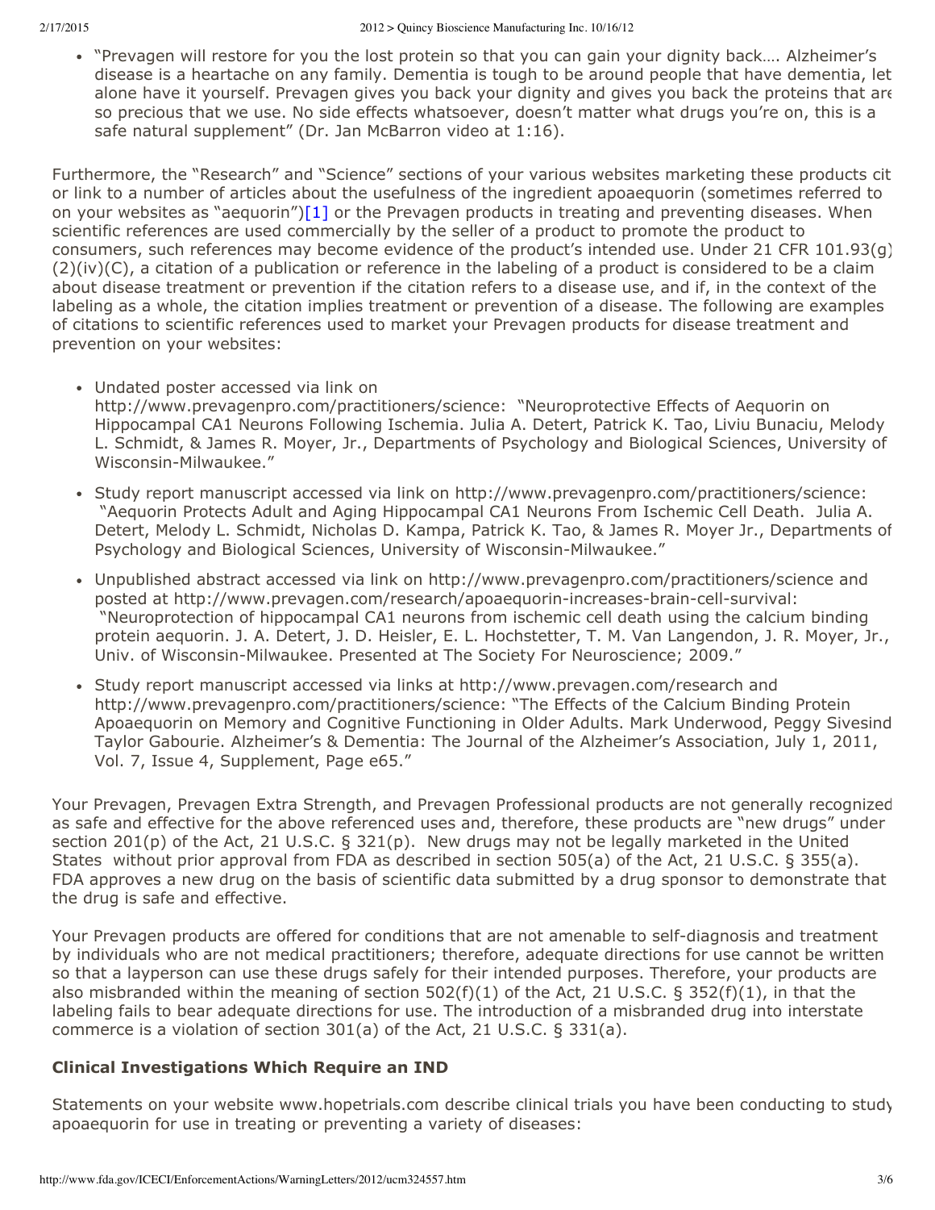- "Prevagen will restore for you the lost protein so that you can gain your dignity back…. Alzheimer's disease is a heartache on any family. Dementia is tough to be around people that have dementia, let alone have it yourself. Prevagen gives you back your dignity and gives you back the proteins that are so precious that we use. No side effects whatsoever, doesn't matter what drugs you're on, this is a safe natural supplement" (Dr. Jan McBarron video at 1:16).

Furthermore, the "Research" and "Science" sections of your various websites marketing these products cite or link to a number of articles about the usefulness of the ingredient apoaequorin (sometimes referred to on your websites as "aequorin")[1] or the Prevagen products in treating and preventing diseases. When scientific references are used commercially by the seller of a product to promote the product to consumers, such references may become evidence of the product's intended use. Under 21 CFR 101.93(g)(2)(iv)(C), a citation of a publication or reference in the labeling of a product is considered to be a claim about disease treatment or prevention if the citation refers to a disease use, and if, in the context of the labeling as a whole, the citation implies treatment or prevention of a disease. The following are examples of citations to scientific references used to market your Prevagen products for disease treatment and prevention on your websites:

- Undated poster accessed via link on http://www.prevagenpro.com/practitioners/science: "Neuroprotective Effects of Aequorin on Hippocampal CA1 Neurons Following Ischemia. Julia A. Detert, Patrick K. Tao, Liviu Bunaciu, Melody L. Schmidt, & James R. Moyer, Jr., Departments of Psychology and Biological Sciences, University of Wisconsin-Milwaukee."
- Study report manuscript accessed via link on http://www.prevagenpro.com/practitioners/science: "Aequorin Protects Adult and Aging Hippocampal CA1 Neurons From Ischemic Cell Death. Julia A. Detert, Melody L. Schmidt, Nicholas D. Kampa, Patrick K. Tao, & James R. Moyer Jr., Departments of Psychology and Biological Sciences, University of Wisconsin-Milwaukee."
- Unpublished abstract accessed via link on http://www.prevagenpro.com/practitioners/science and posted at http://www.prevagen.com/research/apoaequorin-increases-brain-cell-survival: "Neuroprotection of hippocampal CA1 neurons from ischemic cell death using the calcium binding protein aequorin. J. A. Detert, J. D. Heisler, E. L. Hochstetter, T. M. Van Langendon, J. R. Moyer, Jr., Univ. of Wisconsin-Milwaukee. Presented at The Society For Neuroscience; 2009."
- Study report manuscript accessed via links at http://www.prevagen.com/research and http://www.prevagenpro.com/practitioners/science: "The Effects of the Calcium Binding Protein Apoaequorin on Memory and Cognitive Functioning in Older Adults. Mark Underwood, Peggy Sivesind, Taylor Gabourie. Alzheimer's & Dementia: The Journal of the Alzheimer's Association, July 1, 2011, Vol. 7, Issue 4, Supplement, Page e65."

Your Prevagen, Prevagen Extra Strength, and Prevagen Professional products are not generally recognized as safe and effective for the above referenced uses and, therefore, these products are "new drugs" under section 201(p) of the Act, 21 U.S.C. § 321(p). New drugs may not be legally marketed in the United States without prior approval from FDA as described in section 505(a) of the Act, 21 U.S.C. § 355(a). FDA approves a new drug on the basis of scientific data submitted by a drug sponsor to demonstrate that the drug is safe and effective.

Your Prevagen products are offered for conditions that are not amenable to self-diagnosis and treatment by individuals who are not medical practitioners; therefore, adequate directions for use cannot be written so that a layperson can use these drugs safely for their intended purposes. Therefore, your products are also misbranded within the meaning of section 502(f)(1) of the Act, 21 U.S.C. § 352(f)(1), in that the labeling fails to bear adequate directions for use. The introduction of a misbranded drug into interstate commerce is a violation of section 301(a) of the Act, 21 U.S.C. § 331(a).

### Clinical Investigations Which Require an IND

Statements on your website www.hopetrials.com describe clinical trials you have been conducting to study apoaequorin for use in treating or preventing a variety of diseases: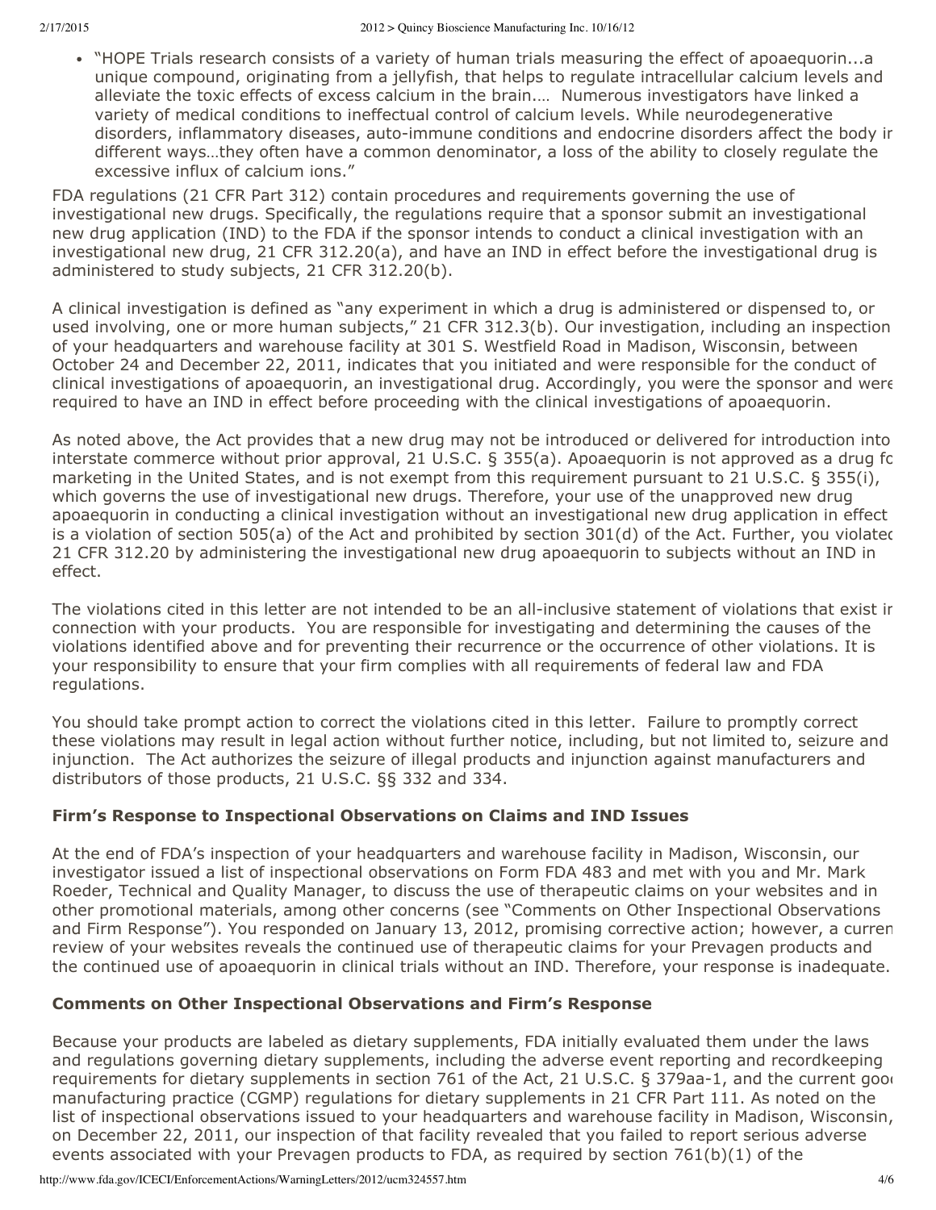- "HOPE Trials research consists of a variety of human trials measuring the effect of apoaequorin...a unique compound, originating from a jellyfish, that helps to regulate intracellular calcium levels and alleviate the toxic effects of excess calcium in the brain.... Numerous investigators have linked a variety of medical conditions to ineffectual control of calcium levels. While neurodegenerative disorders, inflammatory diseases, auto-immune conditions and endocrine disorders affect the body in different ways…they often have a common denominator, a loss of the ability to closely regulate the excessive influx of calcium ions."

FDA regulations (21 CFR Part 312) contain procedures and requirements governing the use of investigational new drugs. Specifically, the regulations require that a sponsor submit an investigational new drug application (IND) to the FDA if the sponsor intends to conduct a clinical investigation with an investigational new drug, 21 CFR 312.20(a), and have an IND in effect before the investigational drug is administered to study subjects, 21 CFR 312.20(b).

A clinical investigation is defined as "any experiment in which a drug is administered or dispensed to, or used involving, one or more human subjects," 21 CFR 312.3(b). Our investigation, including an inspection of your headquarters and warehouse facility at 301 S. Westfield Road in Madison, Wisconsin, between October 24 and December 22, 2011, indicates that you initiated and were responsible for the conduct of clinical investigations of apoaequorin, an investigational drug. Accordingly, you were the sponsor and were required to have an IND in effect before proceeding with the clinical investigations of apoaequorin.

As noted above, the Act provides that a new drug may not be introduced or delivered for introduction into interstate commerce without prior approval, 21 U.S.C. § 355(a). Apoaequorin is not approved as a drug for marketing in the United States, and is not exempt from this requirement pursuant to 21 U.S.C. § 355(i), which governs the use of investigational new drugs. Therefore, your use of the unapproved new drug apoaequorin in conducting a clinical investigation without an investigational new drug application in effect is a violation of section 505(a) of the Act and prohibited by section 301(d) of the Act. Further, you violated 21 CFR 312.20 by administering the investigational new drug apoaequorin to subjects without an IND in effect.

The violations cited in this letter are not intended to be an all-inclusive statement of violations that exist in connection with your products. You are responsible for investigating and determining the causes of the violations identified above and for preventing their recurrence or the occurrence of other violations. It is your responsibility to ensure that your firm complies with all requirements of federal law and FDA regulations.

You should take prompt action to correct the violations cited in this letter. Failure to promptly correct these violations may result in legal action without further notice, including, but not limited to, seizure and injunction. The Act authorizes the seizure of illegal products and injunction against manufacturers and distributors of those products, 21 U.S.C. §§ 332 and 334.

### Firm's Response to Inspectional Observations on Claims and IND Issues

At the end of FDA's inspection of your headquarters and warehouse facility in Madison, Wisconsin, our investigator issued a list of inspectional observations on Form FDA 483 and met with you and Mr. Mark Roeder, Technical and Quality Manager, to discuss the use of therapeutic claims on your websites and in other promotional materials, among other concerns (see "Comments on Other Inspectional Observations and Firm Response"). You responded on January 13, 2012, promising corrective action; however, a current review of your websites reveals the continued use of therapeutic claims for your Prevagen products and the continued use of apoaequorin in clinical trials without an IND. Therefore, your response is inadequate.

### Comments on Other Inspectional Observations and Firm's Response

Because your products are labeled as dietary supplements, FDA initially evaluated them under the laws and regulations governing dietary supplements, including the adverse event reporting and recordkeeping requirements for dietary supplements in section 761 of the Act, 21 U.S.C. § 379aa-1, and the current good manufacturing practice (CGMP) regulations for dietary supplements in 21 CFR Part 111. As noted on the list of inspectional observations issued to your headquarters and warehouse facility in Madison, Wisconsin, on December 22, 2011, our inspection of that facility revealed that you failed to report serious adverse events associated with your Prevagen products to FDA, as required by section 761(b)(1) of the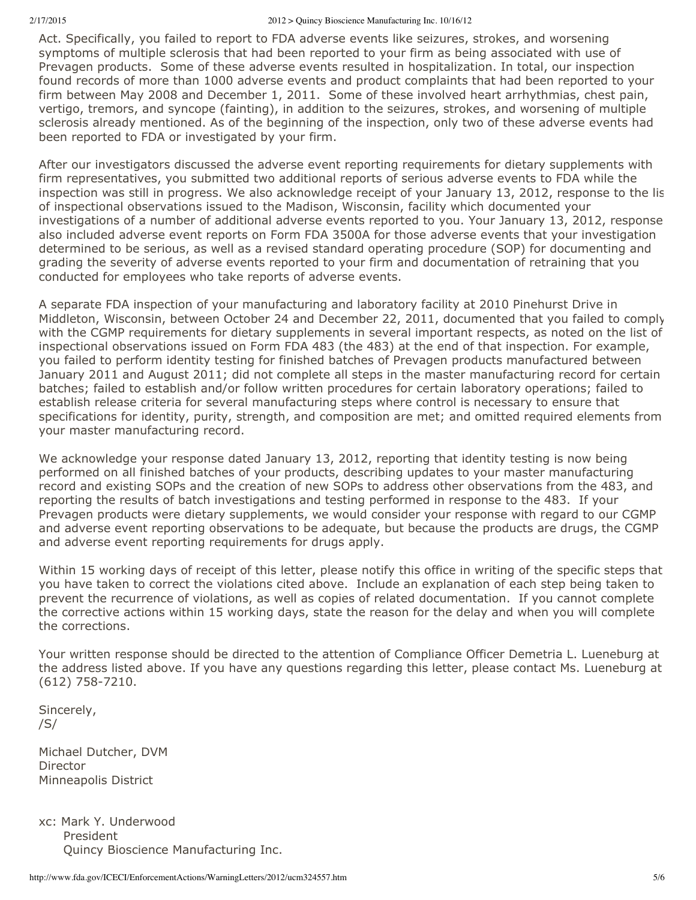Act. Specifically, you failed to report to FDA adverse events like seizures, strokes, and worsening symptoms of multiple sclerosis that had been reported to your firm as being associated with use of Prevagen products. Some of these adverse events resulted in hospitalization. In total, our inspection found records of more than 1000 adverse events and product complaints that had been reported to your firm between May 2008 and December 1, 2011. Some of these involved heart arrhythmias, chest pain, vertigo, tremors, and syncope (fainting), in addition to the seizures, strokes, and worsening of multiple sclerosis already mentioned. As of the beginning of the inspection, only two of these adverse events had been reported to FDA or investigated by your firm.

After our investigators discussed the adverse event reporting requirements for dietary supplements with firm representatives, you submitted two additional reports of serious adverse events to FDA while the inspection was still in progress. We also acknowledge receipt of your January 13, 2012, response to the list of inspectional observations issued to the Madison, Wisconsin, facility which documented your investigations of a number of additional adverse events reported to you. Your January 13, 2012, response also included adverse event reports on Form FDA 3500A for those adverse events that your investigation determined to be serious, as well as a revised standard operating procedure (SOP) for documenting and grading the severity of adverse events reported to your firm and documentation of retraining that you conducted for employees who take reports of adverse events.

A separate FDA inspection of your manufacturing and laboratory facility at 2010 Pinehurst Drive in Middleton, Wisconsin, between October 24 and December 22, 2011, documented that you failed to comply with the CGMP requirements for dietary supplements in several important respects, as noted on the list of inspectional observations issued on Form FDA 483 (the 483) at the end of that inspection. For example, you failed to perform identity testing for finished batches of Prevagen products manufactured between January 2011 and August 2011; did not complete all steps in the master manufacturing record for certain batches; failed to establish and/or follow written procedures for certain laboratory operations; failed to establish release criteria for several manufacturing steps where control is necessary to ensure that specifications for identity, purity, strength, and composition are met; and omitted required elements from your master manufacturing record.

We acknowledge your response dated January 13, 2012, reporting that identity testing is now being performed on all finished batches of your products, describing updates to your master manufacturing record and existing SOPs and the creation of new SOPs to address other observations from the 483, and reporting the results of batch investigations and testing performed in response to the 483. If your Prevagen products were dietary supplements, we would consider your response with regard to our CGMP and adverse event reporting observations to be adequate, but because the products are drugs, the CGMP and adverse event reporting requirements for drugs apply.

Within 15 working days of receipt of this letter, please notify this office in writing of the specific steps that you have taken to correct the violations cited above. Include an explanation of each step being taken to prevent the recurrence of violations, as well as copies of related documentation. If you cannot complete the corrective actions within 15 working days, state the reason for the delay and when you will complete the corrections.

Your written response should be directed to the attention of Compliance Officer Demetria L. Lueneburg at the address listed above. If you have any questions regarding this letter, please contact Ms. Lueneburg at (612) 758-7210.

Sincerely,
/S/

Michael Dutcher, DVM
Director
Minneapolis District

xc: Mark Y. Underwood
President
Quincy Bioscience Manufacturing Inc.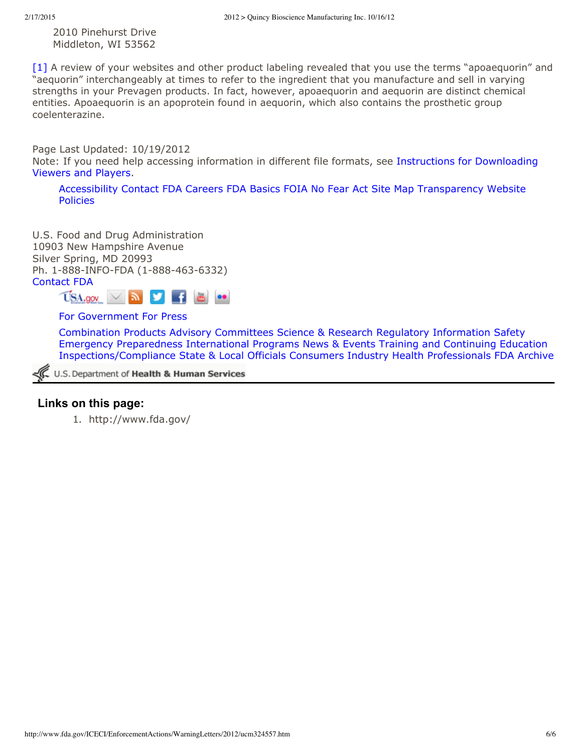2010 Pinehurst Drive
Middleton, WI 53562

[1] A review of your websites and other product labeling revealed that you use the terms "apoaequorin" and "aequorin" interchangeably at times to refer to the ingredient that you manufacture and sell in varying strengths in your Prevagen products. In fact, however, apoaequorin and aequorin are distinct chemical entities. Apoaequorin is an apoprotein found in aequorin, which also contains the prosthetic group coelenterazine.

Page Last Updated: 10/19/2012
Note: If you need help accessing information in different file formats, see Instructions for Downloading Viewers and Players.

Accessibility Contact FDA Careers FDA Basics FOIA No Fear Act Site Map Transparency Website Policies

U.S. Food and Drug Administration
10903 New Hampshire Avenue
Silver Spring, MD 20993
Ph. 1-888-INFO-FDA (1-888-463-6332)
Contact FDA

For Government For Press

Combination Products Advisory Committees Science & Research Regulatory Information Safety Emergency Preparedness International Programs News & Events Training and Continuing Education Inspections/Compliance State & Local Officials Consumers Industry Health Professionals FDA Archive

U.S. Department of **Health & Human Services**

## Links on this page:

1. http://www.fda.gov/